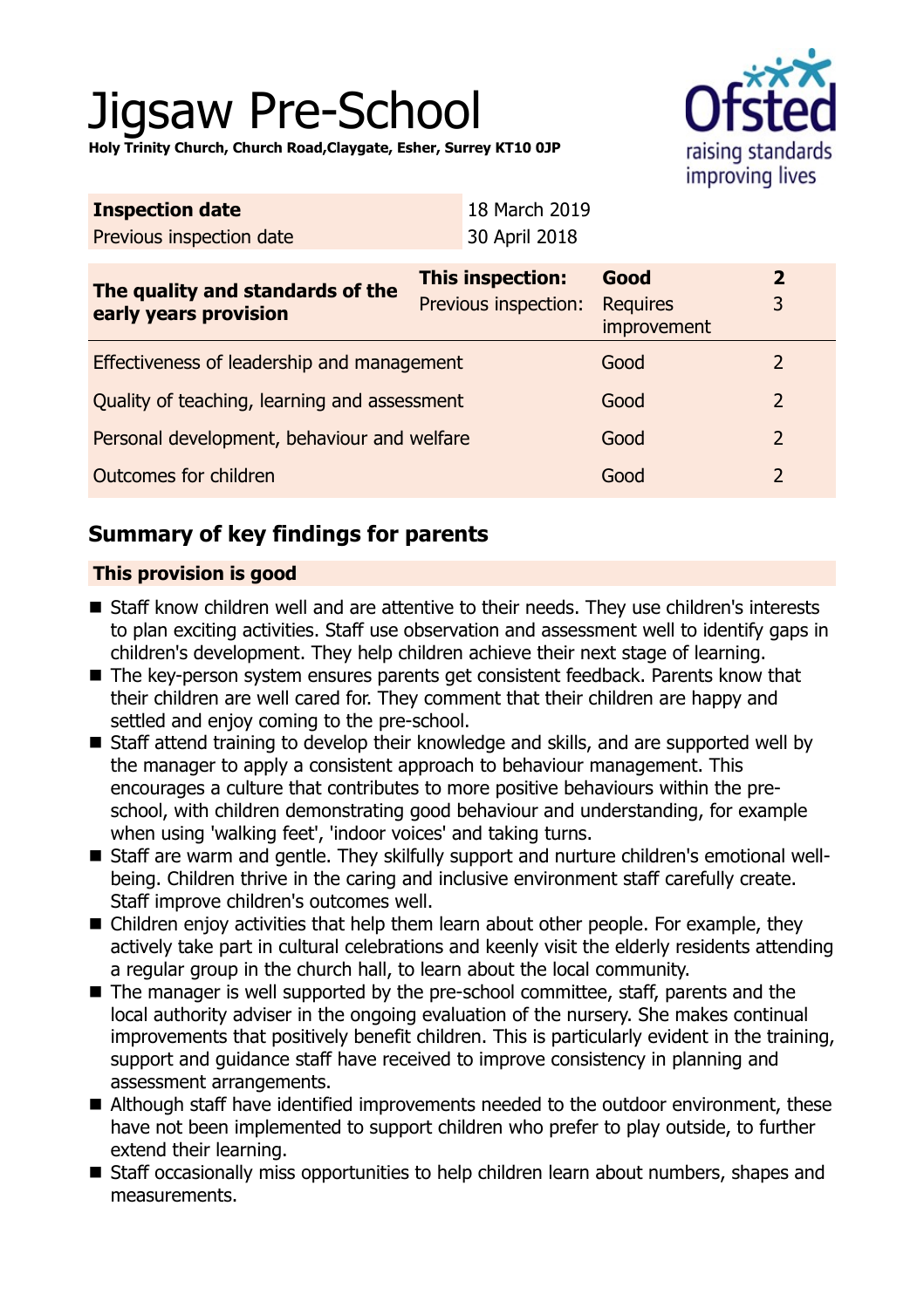# Jigsaw Pre-School

**Holy Trinity Church, Church Road,Claygate, Esher, Surrey KT10 0JP**

| **Inspection date** | 18 March 2019 |
|---|---|
| Previous inspection date | 30 April 2018 |

| **The quality and standards of the early years provision** | **This inspection:** | **Good** | **2** |
|---|---|---|---|
| | Previous inspection: | Requires improvement | 3 |
| Effectiveness of leadership and management | | Good | 2 |
| Quality of teaching, learning and assessment | | Good | 2 |
| Personal development, behaviour and welfare | | Good | 2 |
| Outcomes for children | | Good | 2 |

## Summary of key findings for parents

**This provision is good**

- Staff know children well and are attentive to their needs. They use children's interests to plan exciting activities. Staff use observation and assessment well to identify gaps in children's development. They help children achieve their next stage of learning.
- The key-person system ensures parents get consistent feedback. Parents know that their children are well cared for. They comment that their children are happy and settled and enjoy coming to the pre-school.
- Staff attend training to develop their knowledge and skills, and are supported well by the manager to apply a consistent approach to behaviour management. This encourages a culture that contributes to more positive behaviours within the pre-school, with children demonstrating good behaviour and understanding, for example when using 'walking feet', 'indoor voices' and taking turns.
- Staff are warm and gentle. They skilfully support and nurture children's emotional well-being. Children thrive in the caring and inclusive environment staff carefully create. Staff improve children's outcomes well.
- Children enjoy activities that help them learn about other people. For example, they actively take part in cultural celebrations and keenly visit the elderly residents attending a regular group in the church hall, to learn about the local community.
- The manager is well supported by the pre-school committee, staff, parents and the local authority adviser in the ongoing evaluation of the nursery. She makes continual improvements that positively benefit children. This is particularly evident in the training, support and guidance staff have received to improve consistency in planning and assessment arrangements.
- Although staff have identified improvements needed to the outdoor environment, these have not been implemented to support children who prefer to play outside, to further extend their learning.
- Staff occasionally miss opportunities to help children learn about numbers, shapes and measurements.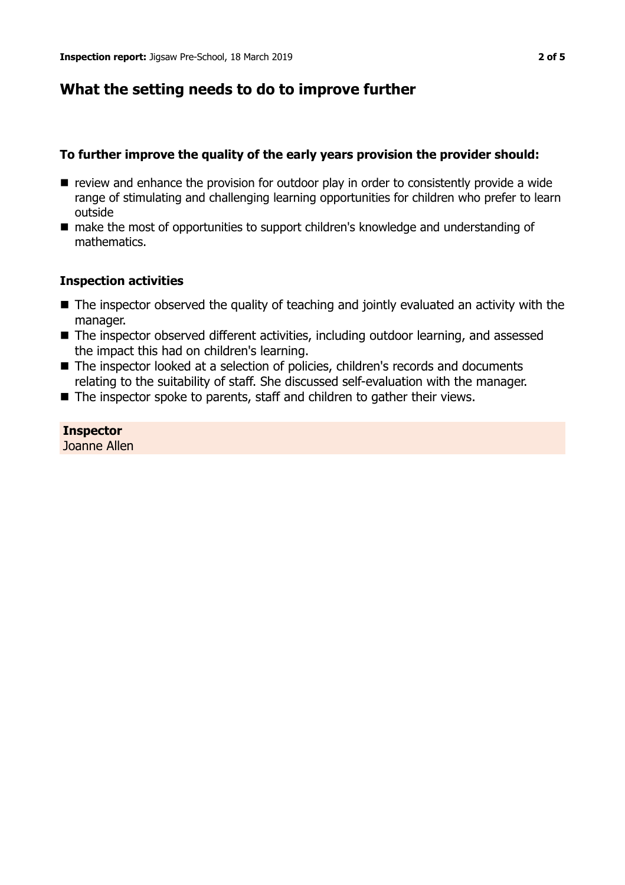## What the setting needs to do to improve further

### To further improve the quality of the early years provision the provider should:

- review and enhance the provision for outdoor play in order to consistently provide a wide range of stimulating and challenging learning opportunities for children who prefer to learn outside
- make the most of opportunities to support children's knowledge and understanding of mathematics.

### Inspection activities

- The inspector observed the quality of teaching and jointly evaluated an activity with the manager.
- The inspector observed different activities, including outdoor learning, and assessed the impact this had on children's learning.
- The inspector looked at a selection of policies, children's records and documents relating to the suitability of staff. She discussed self-evaluation with the manager.
- The inspector spoke to parents, staff and children to gather their views.

**Inspector**
Joanne Allen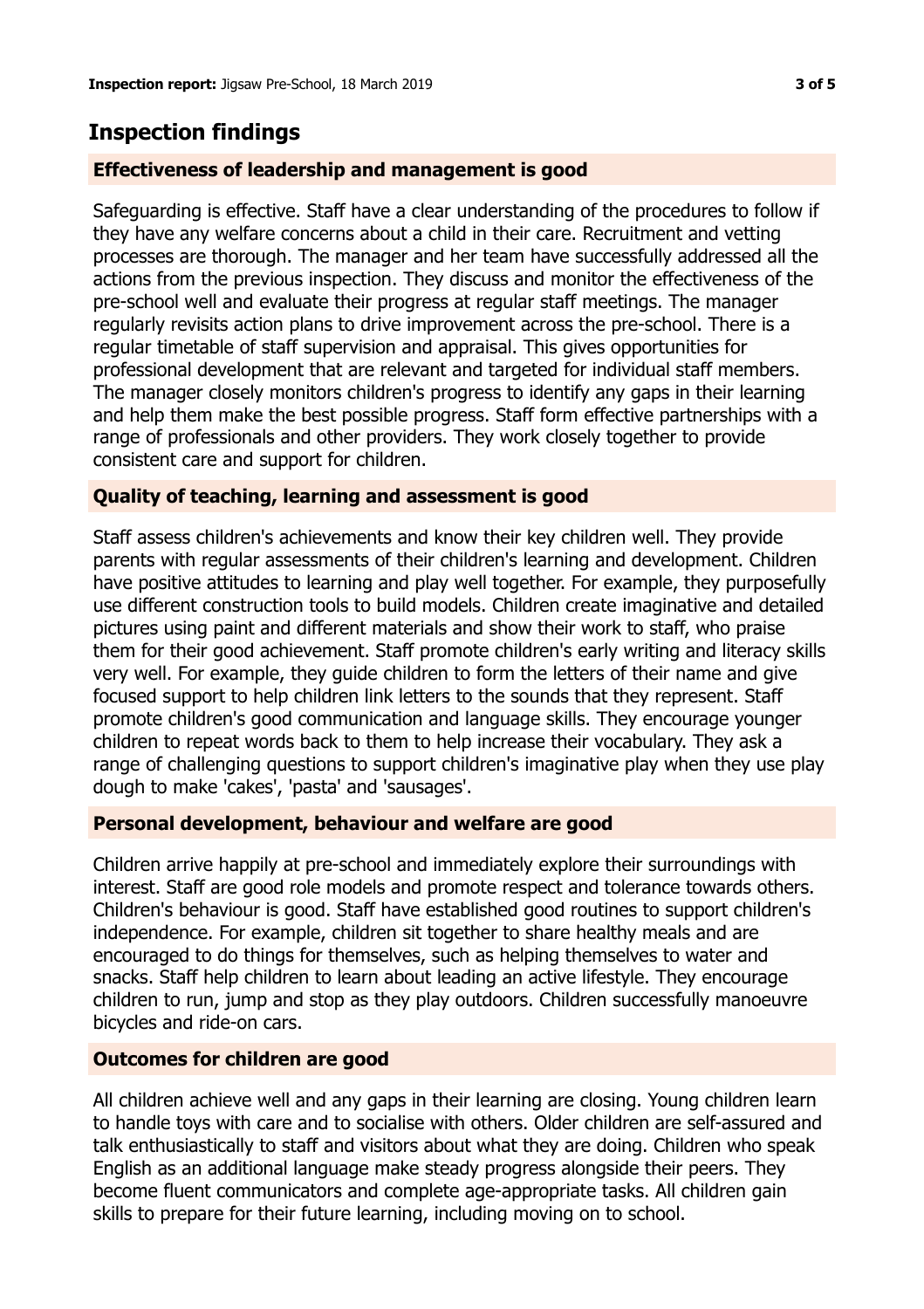## Inspection findings

### Effectiveness of leadership and management is good

Safeguarding is effective. Staff have a clear understanding of the procedures to follow if they have any welfare concerns about a child in their care. Recruitment and vetting processes are thorough. The manager and her team have successfully addressed all the actions from the previous inspection. They discuss and monitor the effectiveness of the pre-school well and evaluate their progress at regular staff meetings. The manager regularly revisits action plans to drive improvement across the pre-school. There is a regular timetable of staff supervision and appraisal. This gives opportunities for professional development that are relevant and targeted for individual staff members. The manager closely monitors children's progress to identify any gaps in their learning and help them make the best possible progress. Staff form effective partnerships with a range of professionals and other providers. They work closely together to provide consistent care and support for children.

### Quality of teaching, learning and assessment is good

Staff assess children's achievements and know their key children well. They provide parents with regular assessments of their children's learning and development. Children have positive attitudes to learning and play well together. For example, they purposefully use different construction tools to build models. Children create imaginative and detailed pictures using paint and different materials and show their work to staff, who praise them for their good achievement. Staff promote children's early writing and literacy skills very well. For example, they guide children to form the letters of their name and give focused support to help children link letters to the sounds that they represent. Staff promote children's good communication and language skills. They encourage younger children to repeat words back to them to help increase their vocabulary. They ask a range of challenging questions to support children's imaginative play when they use play dough to make 'cakes', 'pasta' and 'sausages'.

### Personal development, behaviour and welfare are good

Children arrive happily at pre-school and immediately explore their surroundings with interest. Staff are good role models and promote respect and tolerance towards others. Children's behaviour is good. Staff have established good routines to support children's independence. For example, children sit together to share healthy meals and are encouraged to do things for themselves, such as helping themselves to water and snacks. Staff help children to learn about leading an active lifestyle. They encourage children to run, jump and stop as they play outdoors. Children successfully manoeuvre bicycles and ride-on cars.

### Outcomes for children are good

All children achieve well and any gaps in their learning are closing. Young children learn to handle toys with care and to socialise with others. Older children are self-assured and talk enthusiastically to staff and visitors about what they are doing. Children who speak English as an additional language make steady progress alongside their peers. They become fluent communicators and complete age-appropriate tasks. All children gain skills to prepare for their future learning, including moving on to school.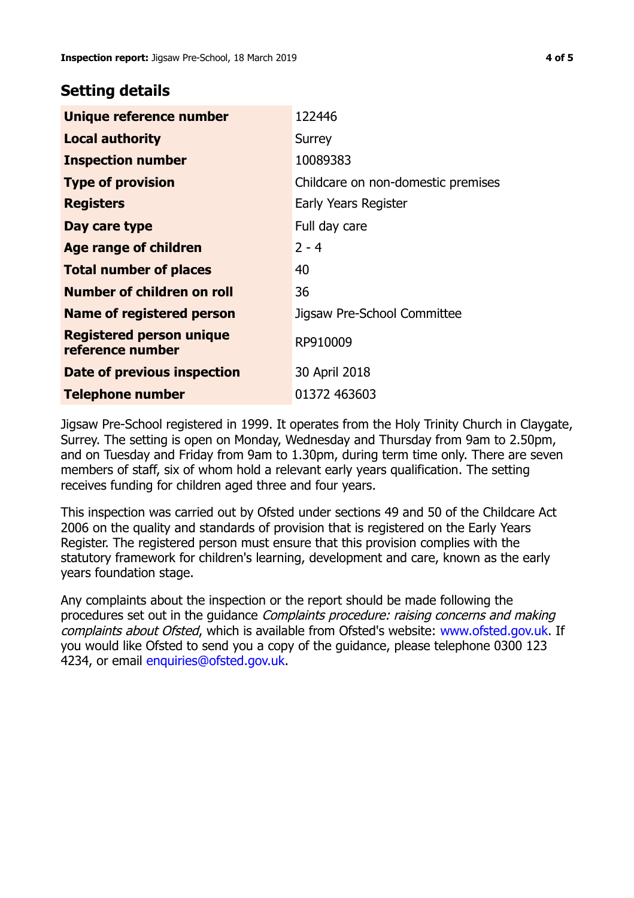## Setting details

| | |
|---|---|
| **Unique reference number** | 122446 |
| **Local authority** | Surrey |
| **Inspection number** | 10089383 |
| **Type of provision** | Childcare on non-domestic premises |
| **Registers** | Early Years Register |
| **Day care type** | Full day care |
| **Age range of children** | 2 - 4 |
| **Total number of places** | 40 |
| **Number of children on roll** | 36 |
| **Name of registered person** | Jigsaw Pre-School Committee |
| **Registered person unique reference number** | RP910009 |
| **Date of previous inspection** | 30 April 2018 |
| **Telephone number** | 01372 463603 |

Jigsaw Pre-School registered in 1999. It operates from the Holy Trinity Church in Claygate, Surrey. The setting is open on Monday, Wednesday and Thursday from 9am to 2.50pm, and on Tuesday and Friday from 9am to 1.30pm, during term time only. There are seven members of staff, six of whom hold a relevant early years qualification. The setting receives funding for children aged three and four years.

This inspection was carried out by Ofsted under sections 49 and 50 of the Childcare Act 2006 on the quality and standards of provision that is registered on the Early Years Register. The registered person must ensure that this provision complies with the statutory framework for children's learning, development and care, known as the early years foundation stage.

Any complaints about the inspection or the report should be made following the procedures set out in the guidance *Complaints procedure: raising concerns and making complaints about Ofsted*, which is available from Ofsted's website: www.ofsted.gov.uk. If you would like Ofsted to send you a copy of the guidance, please telephone 0300 123 4234, or email enquiries@ofsted.gov.uk.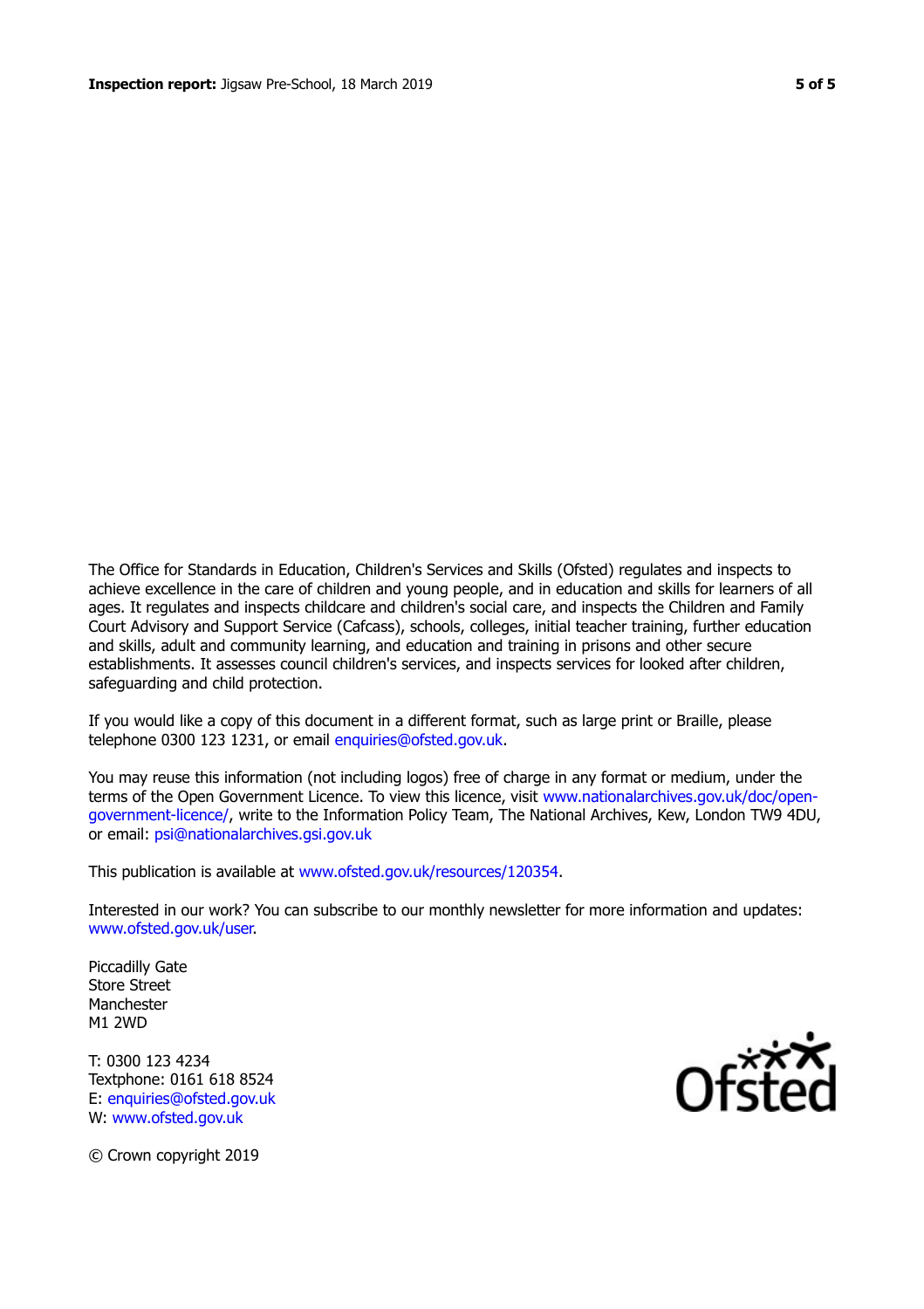The Office for Standards in Education, Children's Services and Skills (Ofsted) regulates and inspects to achieve excellence in the care of children and young people, and in education and skills for learners of all ages. It regulates and inspects childcare and children's social care, and inspects the Children and Family Court Advisory and Support Service (Cafcass), schools, colleges, initial teacher training, further education and skills, adult and community learning, and education and training in prisons and other secure establishments. It assesses council children's services, and inspects services for looked after children, safeguarding and child protection.

If you would like a copy of this document in a different format, such as large print or Braille, please telephone 0300 123 1231, or email enquiries@ofsted.gov.uk.

You may reuse this information (not including logos) free of charge in any format or medium, under the terms of the Open Government Licence. To view this licence, visit www.nationalarchives.gov.uk/doc/open-government-licence/, write to the Information Policy Team, The National Archives, Kew, London TW9 4DU, or email: psi@nationalarchives.gsi.gov.uk

This publication is available at www.ofsted.gov.uk/resources/120354.

Interested in our work? You can subscribe to our monthly newsletter for more information and updates: www.ofsted.gov.uk/user.

Piccadilly Gate
Store Street
Manchester
M1 2WD

T: 0300 123 4234
Textphone: 0161 618 8524
E: enquiries@ofsted.gov.uk
W: www.ofsted.gov.uk

© Crown copyright 2019